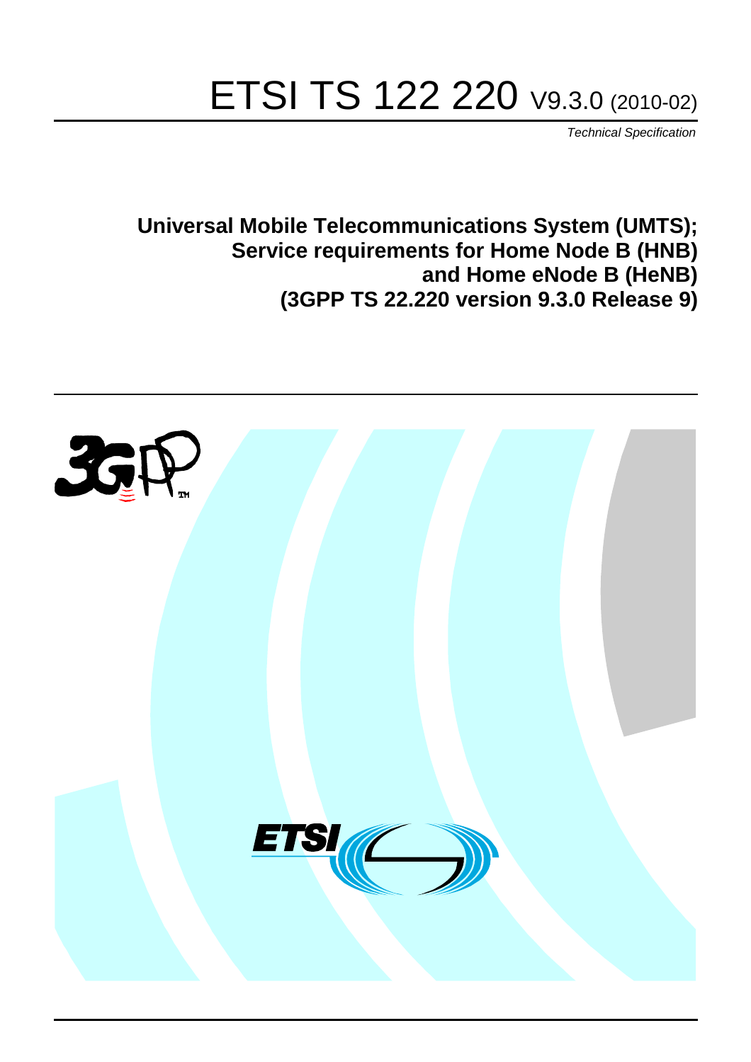# ETSI TS 122 220 V9.3.0 (2010-02)

*Technical Specification*

**Universal Mobile Telecommunications System (UMTS); Service requirements for Home Node B (HNB) and Home eNode B (HeNB) (3GPP TS 22.220 version 9.3.0 Release 9)**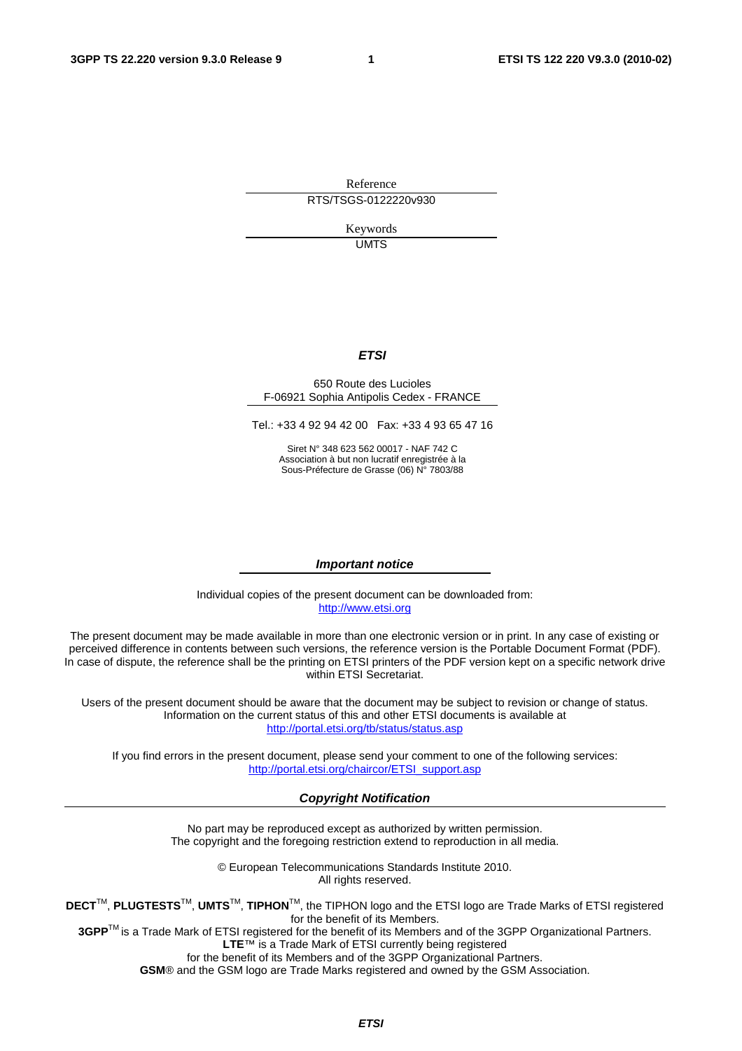Reference

RTS/TSGS-0122220v930

Keywords

UMTS

***ETSI***

650 Route des Lucioles
F-06921 Sophia Antipolis Cedex - FRANCE

Tel.: +33 4 92 94 42 00 Fax: +33 4 93 65 47 16

Siret N° 348 623 562 00017 - NAF 742 C
Association à but non lucratif enregistrée à la
Sous-Préfecture de Grasse (06) N° 7803/88

***Important notice***

Individual copies of the present document can be downloaded from:
http://www.etsi.org

The present document may be made available in more than one electronic version or in print. In any case of existing or perceived difference in contents between such versions, the reference version is the Portable Document Format (PDF). In case of dispute, the reference shall be the printing on ETSI printers of the PDF version kept on a specific network drive within ETSI Secretariat.

Users of the present document should be aware that the document may be subject to revision or change of status. Information on the current status of this and other ETSI documents is available at
http://portal.etsi.org/tb/status/status.asp

If you find errors in the present document, please send your comment to one of the following services:
http://portal.etsi.org/chaircor/ETSI_support.asp

***Copyright Notification***

No part may be reproduced except as authorized by written permission.
The copyright and the foregoing restriction extend to reproduction in all media.

© European Telecommunications Standards Institute 2010.
All rights reserved.

**DECT**™, **PLUGTESTS**™, **UMTS**™, **TIPHON**™, the TIPHON logo and the ETSI logo are Trade Marks of ETSI registered for the benefit of its Members.
**3GPP**™ is a Trade Mark of ETSI registered for the benefit of its Members and of the 3GPP Organizational Partners.
**LTE**™ is a Trade Mark of ETSI currently being registered
for the benefit of its Members and of the 3GPP Organizational Partners.
**GSM**® and the GSM logo are Trade Marks registered and owned by the GSM Association.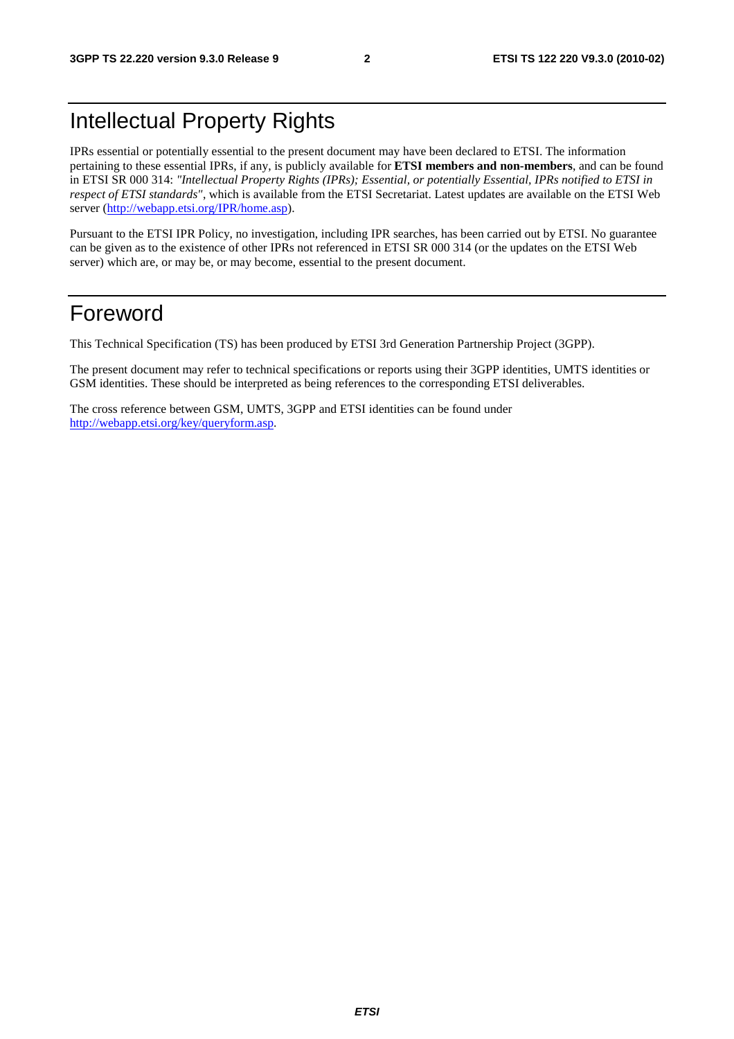# Intellectual Property Rights

IPRs essential or potentially essential to the present document may have been declared to ETSI. The information pertaining to these essential IPRs, if any, is publicly available for **ETSI members and non-members**, and can be found in ETSI SR 000 314: *"Intellectual Property Rights (IPRs); Essential, or potentially Essential, IPRs notified to ETSI in respect of ETSI standards"*, which is available from the ETSI Secretariat. Latest updates are available on the ETSI Web server (http://webapp.etsi.org/IPR/home.asp).

Pursuant to the ETSI IPR Policy, no investigation, including IPR searches, has been carried out by ETSI. No guarantee can be given as to the existence of other IPRs not referenced in ETSI SR 000 314 (or the updates on the ETSI Web server) which are, or may be, or may become, essential to the present document.

# Foreword

This Technical Specification (TS) has been produced by ETSI 3rd Generation Partnership Project (3GPP).

The present document may refer to technical specifications or reports using their 3GPP identities, UMTS identities or GSM identities. These should be interpreted as being references to the corresponding ETSI deliverables.

The cross reference between GSM, UMTS, 3GPP and ETSI identities can be found under http://webapp.etsi.org/key/queryform.asp.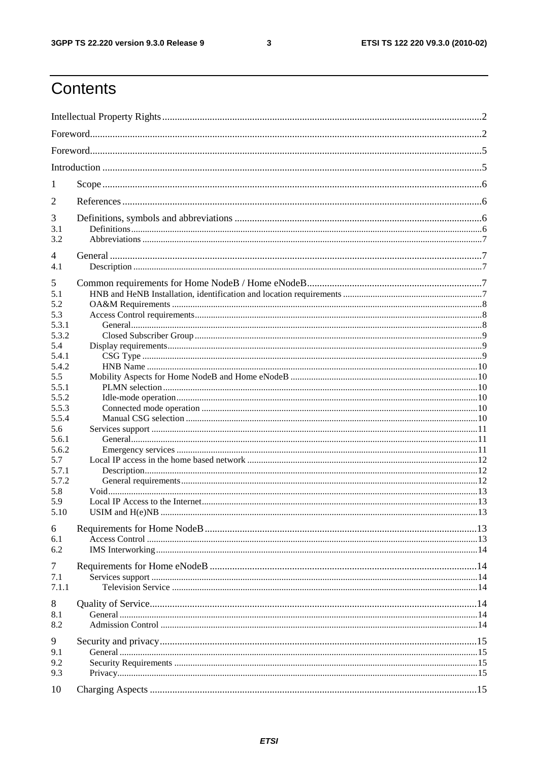# Contents

Intellectual Property Rights ..... 2
Foreword ..... 2
Foreword ..... 5
Introduction ..... 5

1 Scope ..... 6
2 References ..... 6
3 Definitions, symbols and abbreviations ..... 6
3.1 Definitions ..... 6
3.2 Abbreviations ..... 7
4 General ..... 7
4.1 Description ..... 7
5 Common requirements for Home NodeB / Home eNodeB ..... 7
5.1 HNB and HeNB Installation, identification and location requirements ..... 7
5.2 OA&M Requirements ..... 8
5.3 Access Control requirements ..... 8
5.3.1 General ..... 8
5.3.2 Closed Subscriber Group ..... 9
5.4 Display requirements ..... 9
5.4.1 CSG Type ..... 9
5.4.2 HNB Name ..... 10
5.5 Mobility Aspects for Home NodeB and Home eNodeB ..... 10
5.5.1 PLMN selection ..... 10
5.5.2 Idle-mode operation ..... 10
5.5.3 Connected mode operation ..... 10
5.5.4 Manual CSG selection ..... 10
5.6 Services support ..... 11
5.6.1 General ..... 11
5.6.2 Emergency services ..... 11
5.7 Local IP access in the home based network ..... 12
5.7.1 Description ..... 12
5.7.2 General requirements ..... 12
5.8 Void ..... 13
5.9 Local IP Access to the Internet ..... 13
5.10 USIM and H(e)NB ..... 13
6 Requirements for Home NodeB ..... 13
6.1 Access Control ..... 13
6.2 IMS Interworking ..... 14
7 Requirements for Home eNodeB ..... 14
7.1 Services support ..... 14
7.1.1 Television Service ..... 14
8 Quality of Service ..... 14
8.1 General ..... 14
8.2 Admission Control ..... 14
9 Security and privacy ..... 15
9.1 General ..... 15
9.2 Security Requirements ..... 15
9.3 Privacy ..... 15
10 Charging Aspects ..... 15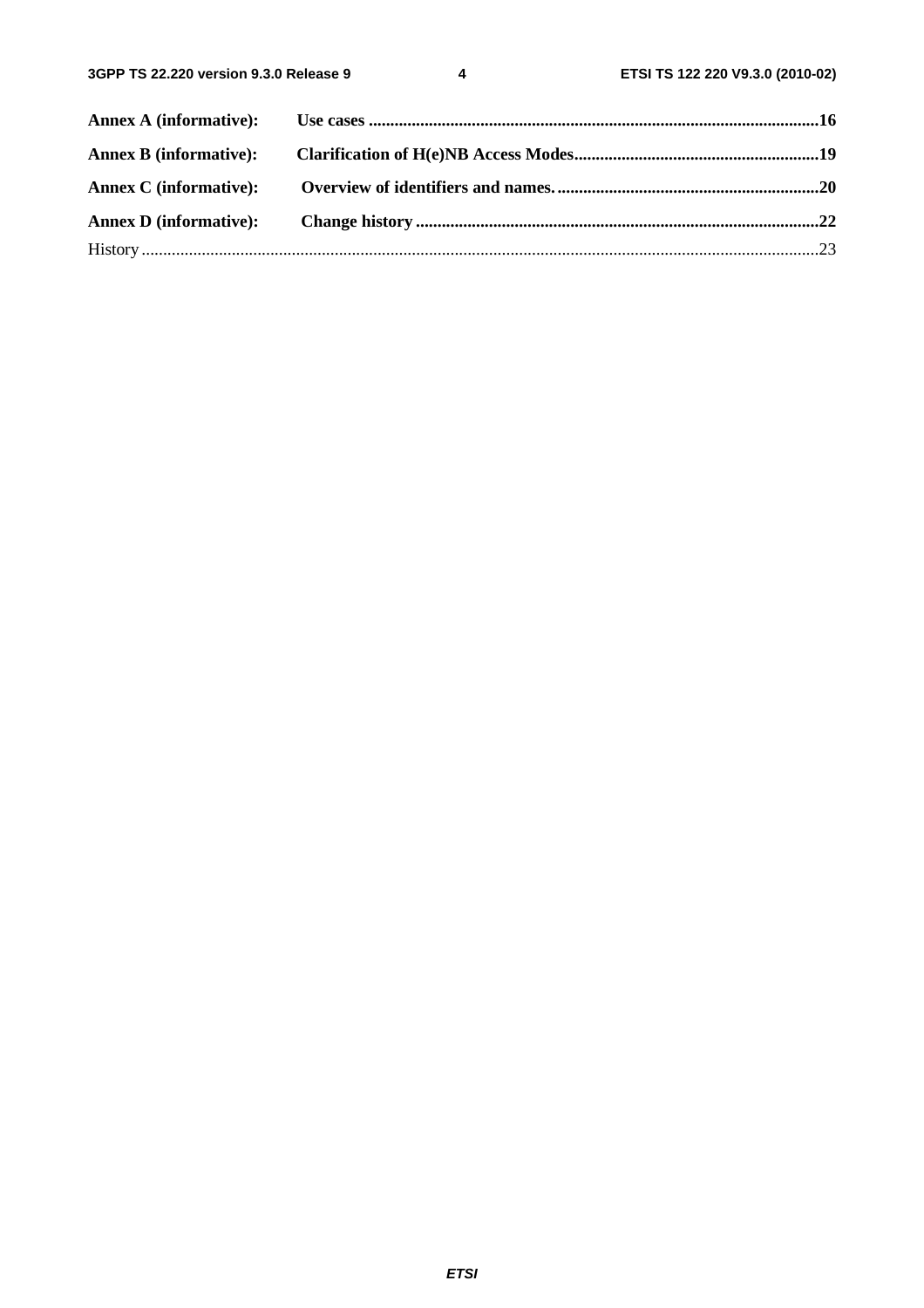**Annex A (informative): Use cases** ..........16

**Annex B (informative): Clarification of H(e)NB Access Modes** ..........19

**Annex C (informative): Overview of identifiers and names.** ..........20

**Annex D (informative): Change history** ..........22

History ..........23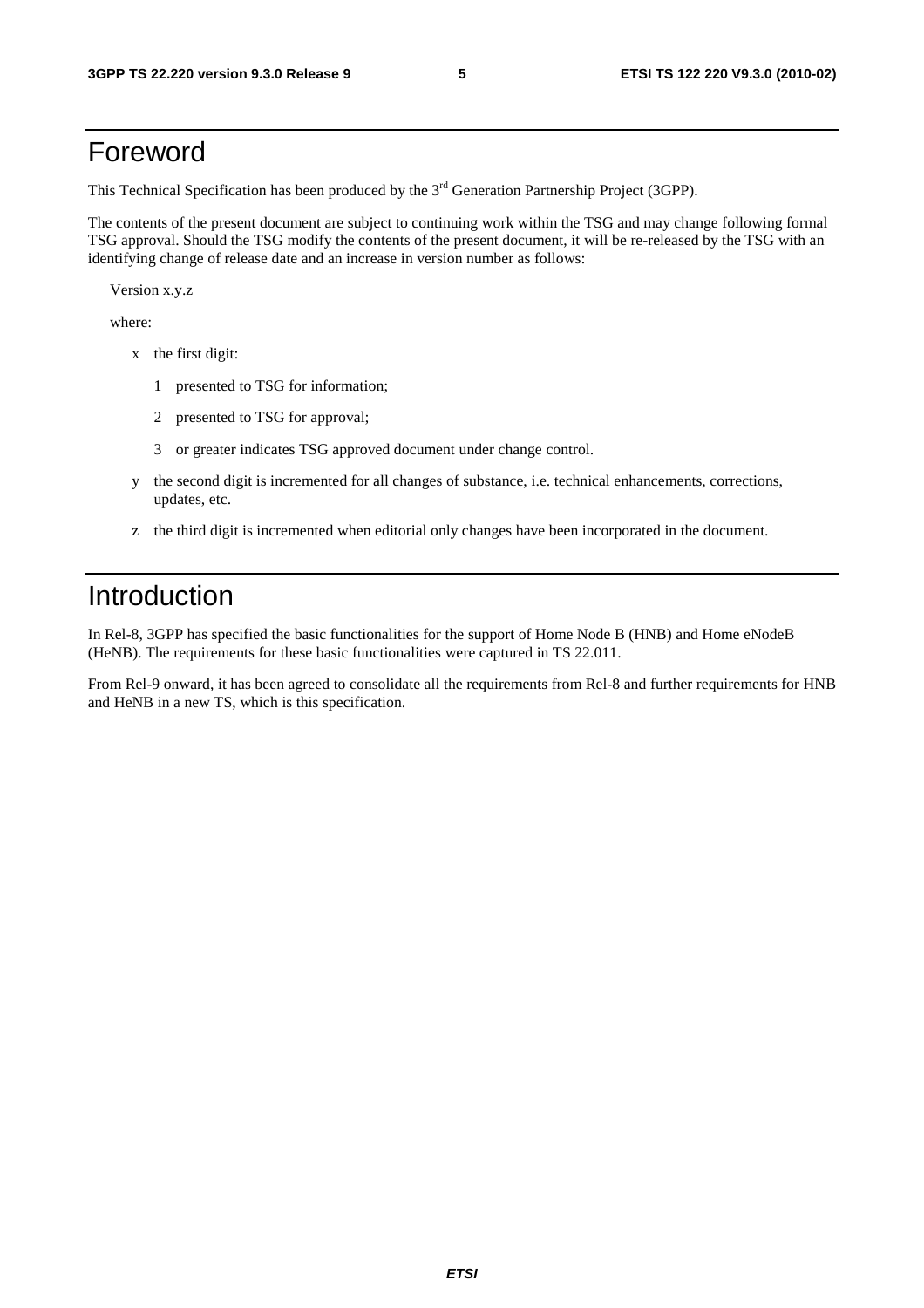# Foreword

This Technical Specification has been produced by the 3rd Generation Partnership Project (3GPP).

The contents of the present document are subject to continuing work within the TSG and may change following formal TSG approval. Should the TSG modify the contents of the present document, it will be re-released by the TSG with an identifying change of release date and an increase in version number as follows:

Version x.y.z

where:

- x the first digit:
  - 1 presented to TSG for information;
  - 2 presented to TSG for approval;
  - 3 or greater indicates TSG approved document under change control.
- y the second digit is incremented for all changes of substance, i.e. technical enhancements, corrections, updates, etc.
- z the third digit is incremented when editorial only changes have been incorporated in the document.

# Introduction

In Rel-8, 3GPP has specified the basic functionalities for the support of Home Node B (HNB) and Home eNodeB (HeNB). The requirements for these basic functionalities were captured in TS 22.011.

From Rel-9 onward, it has been agreed to consolidate all the requirements from Rel-8 and further requirements for HNB and HeNB in a new TS, which is this specification.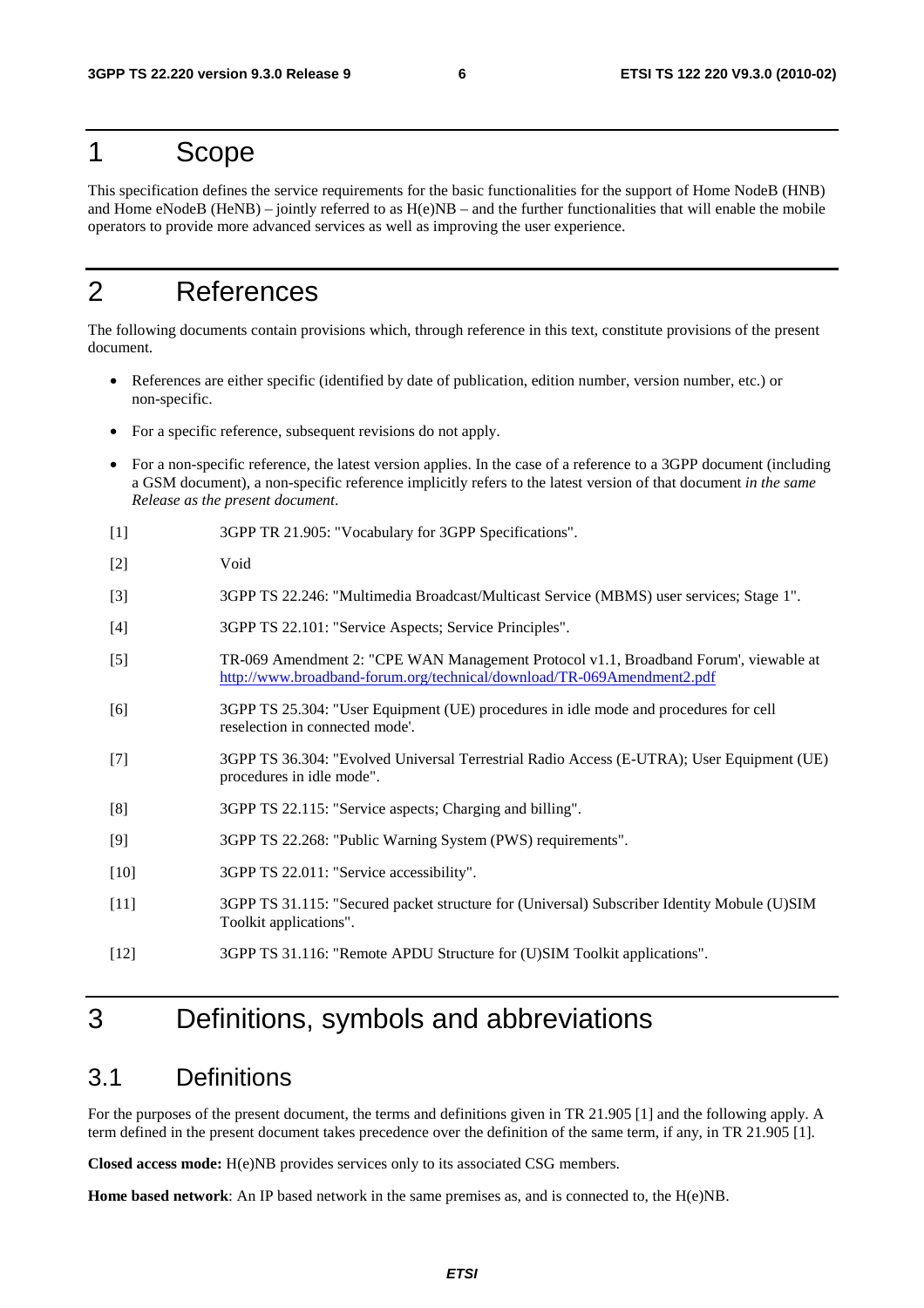# 1 Scope

This specification defines the service requirements for the basic functionalities for the support of Home NodeB (HNB) and Home eNodeB (HeNB) – jointly referred to as H(e)NB – and the further functionalities that will enable the mobile operators to provide more advanced services as well as improving the user experience.

# 2 References

The following documents contain provisions which, through reference in this text, constitute provisions of the present document.

- References are either specific (identified by date of publication, edition number, version number, etc.) or non-specific.
- For a specific reference, subsequent revisions do not apply.
- For a non-specific reference, the latest version applies. In the case of a reference to a 3GPP document (including a GSM document), a non-specific reference implicitly refers to the latest version of that document *in the same Release as the present document*.

[1] 3GPP TR 21.905: "Vocabulary for 3GPP Specifications".

[2] Void

[3] 3GPP TS 22.246: "Multimedia Broadcast/Multicast Service (MBMS) user services; Stage 1".

[4] 3GPP TS 22.101: "Service Aspects; Service Principles".

[5] TR-069 Amendment 2: "CPE WAN Management Protocol v1.1, Broadband Forum', viewable at http://www.broadband-forum.org/technical/download/TR-069Amendment2.pdf

[6] 3GPP TS 25.304: "User Equipment (UE) procedures in idle mode and procedures for cell reselection in connected mode'.

[7] 3GPP TS 36.304: "Evolved Universal Terrestrial Radio Access (E-UTRA); User Equipment (UE) procedures in idle mode".

[8] 3GPP TS 22.115: "Service aspects; Charging and billing".

[9] 3GPP TS 22.268: "Public Warning System (PWS) requirements".

[10] 3GPP TS 22.011: "Service accessibility".

[11] 3GPP TS 31.115: "Secured packet structure for (Universal) Subscriber Identity Mobule (U)SIM Toolkit applications".

[12] 3GPP TS 31.116: "Remote APDU Structure for (U)SIM Toolkit applications".

# 3 Definitions, symbols and abbreviations

## 3.1 Definitions

For the purposes of the present document, the terms and definitions given in TR 21.905 [1] and the following apply. A term defined in the present document takes precedence over the definition of the same term, if any, in TR 21.905 [1].

**Closed access mode:** H(e)NB provides services only to its associated CSG members.

**Home based network**: An IP based network in the same premises as, and is connected to, the H(e)NB.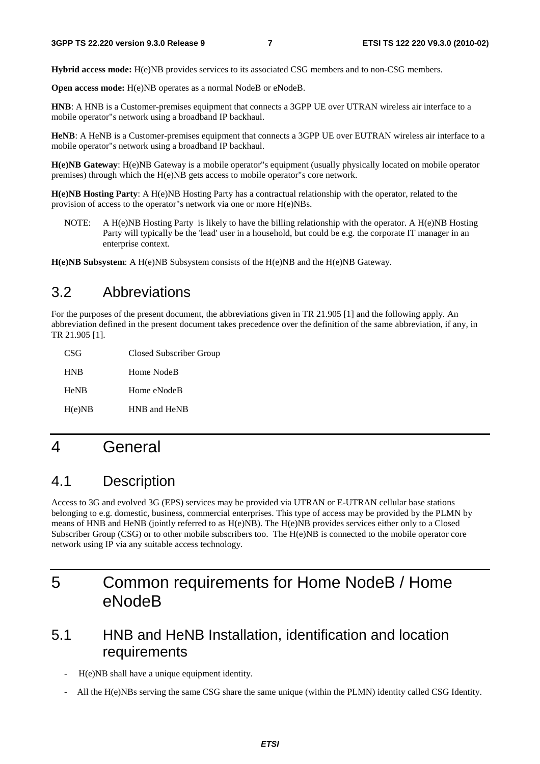**Hybrid access mode:** H(e)NB provides services to its associated CSG members and to non-CSG members.

**Open access mode:** H(e)NB operates as a normal NodeB or eNodeB.

**HNB**: A HNB is a Customer-premises equipment that connects a 3GPP UE over UTRAN wireless air interface to a mobile operator"s network using a broadband IP backhaul.

**HeNB**: A HeNB is a Customer-premises equipment that connects a 3GPP UE over EUTRAN wireless air interface to a mobile operator"s network using a broadband IP backhaul.

**H(e)NB Gateway**: H(e)NB Gateway is a mobile operator"s equipment (usually physically located on mobile operator premises) through which the H(e)NB gets access to mobile operator"s core network.

**H(e)NB Hosting Party**: A H(e)NB Hosting Party has a contractual relationship with the operator, related to the provision of access to the operator"s network via one or more H(e)NBs.

NOTE: A H(e)NB Hosting Party is likely to have the billing relationship with the operator. A H(e)NB Hosting Party will typically be the 'lead' user in a household, but could be e.g. the corporate IT manager in an enterprise context.

**H(e)NB Subsystem**: A H(e)NB Subsystem consists of the H(e)NB and the H(e)NB Gateway.

## 3.2 Abbreviations

For the purposes of the present document, the abbreviations given in TR 21.905 [1] and the following apply. An abbreviation defined in the present document takes precedence over the definition of the same abbreviation, if any, in TR 21.905 [1].

CSG Closed Subscriber Group

HNB Home NodeB

HeNB Home eNodeB

H(e)NB HNB and HeNB

# 4 General

## 4.1 Description

Access to 3G and evolved 3G (EPS) services may be provided via UTRAN or E-UTRAN cellular base stations belonging to e.g. domestic, business, commercial enterprises. This type of access may be provided by the PLMN by means of HNB and HeNB (jointly referred to as H(e)NB). The H(e)NB provides services either only to a Closed Subscriber Group (CSG) or to other mobile subscribers too. The H(e)NB is connected to the mobile operator core network using IP via any suitable access technology.

# 5 Common requirements for Home NodeB / Home eNodeB

## 5.1 HNB and HeNB Installation, identification and location requirements

- H(e)NB shall have a unique equipment identity.
- All the H(e)NBs serving the same CSG share the same unique (within the PLMN) identity called CSG Identity.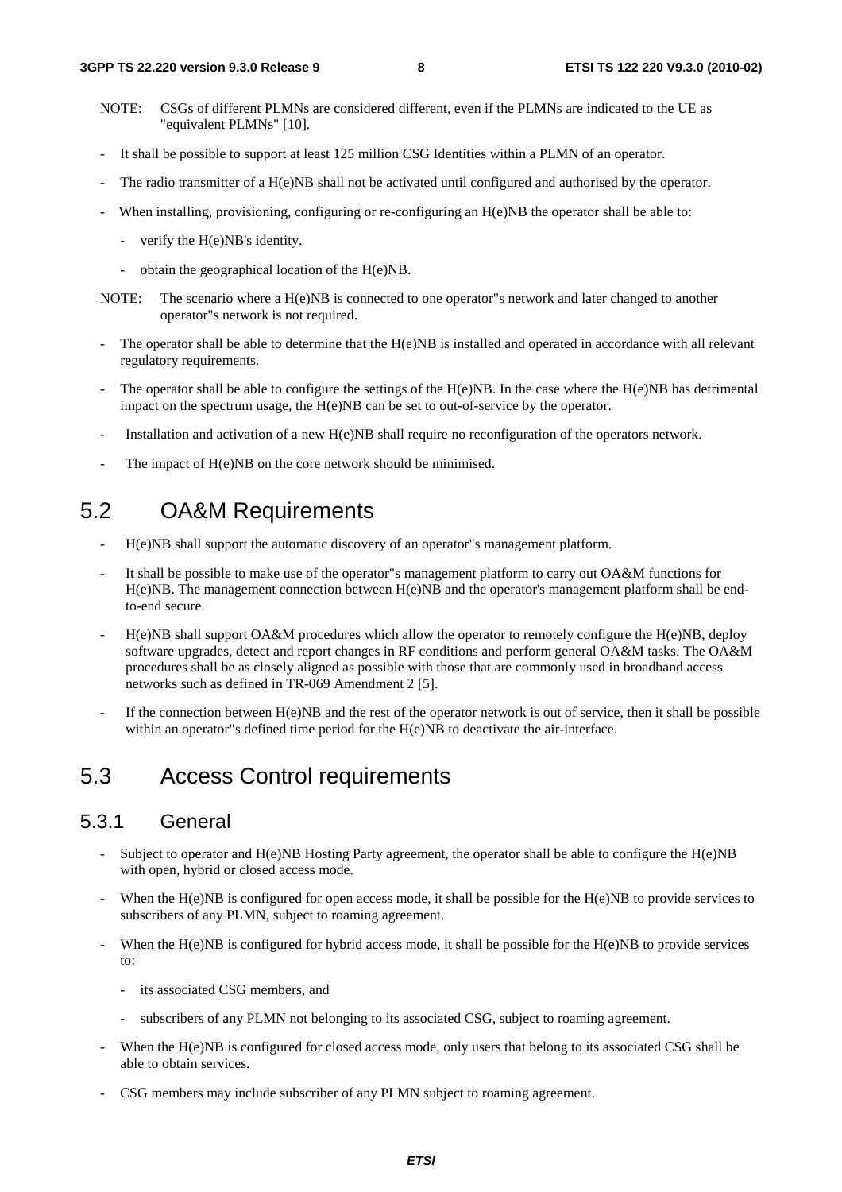NOTE: CSGs of different PLMNs are considered different, even if the PLMNs are indicated to the UE as "equivalent PLMNs" [10].

- It shall be possible to support at least 125 million CSG Identities within a PLMN of an operator.
- The radio transmitter of a H(e)NB shall not be activated until configured and authorised by the operator.
- When installing, provisioning, configuring or re-configuring an H(e)NB the operator shall be able to:
  - verify the H(e)NB's identity.
  - obtain the geographical location of the H(e)NB.

NOTE: The scenario where a H(e)NB is connected to one operator"s network and later changed to another operator"s network is not required.

- The operator shall be able to determine that the H(e)NB is installed and operated in accordance with all relevant regulatory requirements.
- The operator shall be able to configure the settings of the H(e)NB. In the case where the H(e)NB has detrimental impact on the spectrum usage, the H(e)NB can be set to out-of-service by the operator.
- Installation and activation of a new H(e)NB shall require no reconfiguration of the operators network.
- The impact of H(e)NB on the core network should be minimised.

## 5.2 OA&M Requirements

- H(e)NB shall support the automatic discovery of an operator"s management platform.
- It shall be possible to make use of the operator"s management platform to carry out OA&M functions for H(e)NB. The management connection between H(e)NB and the operator's management platform shall be end-to-end secure.
- H(e)NB shall support OA&M procedures which allow the operator to remotely configure the H(e)NB, deploy software upgrades, detect and report changes in RF conditions and perform general OA&M tasks. The OA&M procedures shall be as closely aligned as possible with those that are commonly used in broadband access networks such as defined in TR-069 Amendment 2 [5].
- If the connection between H(e)NB and the rest of the operator network is out of service, then it shall be possible within an operator"s defined time period for the H(e)NB to deactivate the air-interface.

## 5.3 Access Control requirements

### 5.3.1 General

- Subject to operator and H(e)NB Hosting Party agreement, the operator shall be able to configure the H(e)NB with open, hybrid or closed access mode.
- When the H(e)NB is configured for open access mode, it shall be possible for the H(e)NB to provide services to subscribers of any PLMN, subject to roaming agreement.
- When the H(e)NB is configured for hybrid access mode, it shall be possible for the H(e)NB to provide services to:
  - its associated CSG members, and
  - subscribers of any PLMN not belonging to its associated CSG, subject to roaming agreement.
- When the H(e)NB is configured for closed access mode, only users that belong to its associated CSG shall be able to obtain services.
- CSG members may include subscriber of any PLMN subject to roaming agreement.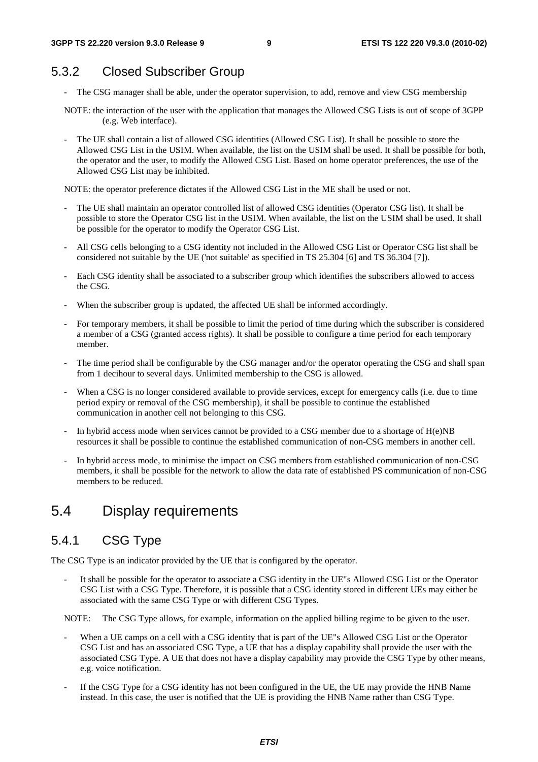### 5.3.2 Closed Subscriber Group

- The CSG manager shall be able, under the operator supervision, to add, remove and view CSG membership

NOTE: the interaction of the user with the application that manages the Allowed CSG Lists is out of scope of 3GPP (e.g. Web interface).

- The UE shall contain a list of allowed CSG identities (Allowed CSG List). It shall be possible to store the Allowed CSG List in the USIM. When available, the list on the USIM shall be used. It shall be possible for both, the operator and the user, to modify the Allowed CSG List. Based on home operator preferences, the use of the Allowed CSG List may be inhibited.

NOTE: the operator preference dictates if the Allowed CSG List in the ME shall be used or not.

- The UE shall maintain an operator controlled list of allowed CSG identities (Operator CSG list). It shall be possible to store the Operator CSG list in the USIM. When available, the list on the USIM shall be used. It shall be possible for the operator to modify the Operator CSG List.
- All CSG cells belonging to a CSG identity not included in the Allowed CSG List or Operator CSG list shall be considered not suitable by the UE ('not suitable' as specified in TS 25.304 [6] and TS 36.304 [7]).
- Each CSG identity shall be associated to a subscriber group which identifies the subscribers allowed to access the CSG.
- When the subscriber group is updated, the affected UE shall be informed accordingly.
- For temporary members, it shall be possible to limit the period of time during which the subscriber is considered a member of a CSG (granted access rights). It shall be possible to configure a time period for each temporary member.
- The time period shall be configurable by the CSG manager and/or the operator operating the CSG and shall span from 1 decihour to several days. Unlimited membership to the CSG is allowed.
- When a CSG is no longer considered available to provide services, except for emergency calls (i.e. due to time period expiry or removal of the CSG membership), it shall be possible to continue the established communication in another cell not belonging to this CSG.
- In hybrid access mode when services cannot be provided to a CSG member due to a shortage of H(e)NB resources it shall be possible to continue the established communication of non-CSG members in another cell.
- In hybrid access mode, to minimise the impact on CSG members from established communication of non-CSG members, it shall be possible for the network to allow the data rate of established PS communication of non-CSG members to be reduced.

## 5.4 Display requirements

### 5.4.1 CSG Type

The CSG Type is an indicator provided by the UE that is configured by the operator.

- It shall be possible for the operator to associate a CSG identity in the UE"s Allowed CSG List or the Operator CSG List with a CSG Type. Therefore, it is possible that a CSG identity stored in different UEs may either be associated with the same CSG Type or with different CSG Types.

NOTE: The CSG Type allows, for example, information on the applied billing regime to be given to the user.

- When a UE camps on a cell with a CSG identity that is part of the UE"s Allowed CSG List or the Operator CSG List and has an associated CSG Type, a UE that has a display capability shall provide the user with the associated CSG Type. A UE that does not have a display capability may provide the CSG Type by other means, e.g. voice notification.
- If the CSG Type for a CSG identity has not been configured in the UE, the UE may provide the HNB Name instead. In this case, the user is notified that the UE is providing the HNB Name rather than CSG Type.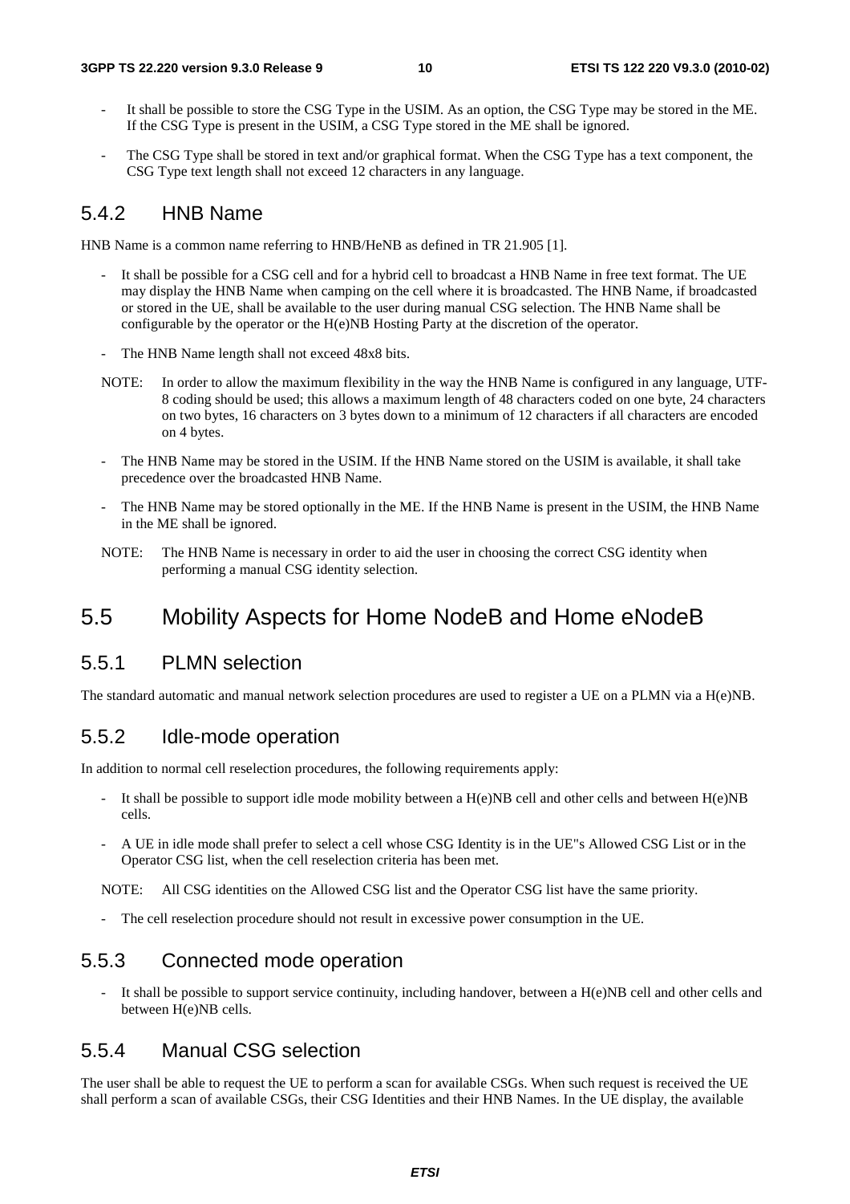- It shall be possible to store the CSG Type in the USIM. As an option, the CSG Type may be stored in the ME. If the CSG Type is present in the USIM, a CSG Type stored in the ME shall be ignored.
- The CSG Type shall be stored in text and/or graphical format. When the CSG Type has a text component, the CSG Type text length shall not exceed 12 characters in any language.

### 5.4.2 HNB Name

HNB Name is a common name referring to HNB/HeNB as defined in TR 21.905 [1].

- It shall be possible for a CSG cell and for a hybrid cell to broadcast a HNB Name in free text format. The UE may display the HNB Name when camping on the cell where it is broadcasted. The HNB Name, if broadcasted or stored in the UE, shall be available to the user during manual CSG selection. The HNB Name shall be configurable by the operator or the H(e)NB Hosting Party at the discretion of the operator.
- The HNB Name length shall not exceed 48x8 bits.

NOTE: In order to allow the maximum flexibility in the way the HNB Name is configured in any language, UTF-8 coding should be used; this allows a maximum length of 48 characters coded on one byte, 24 characters on two bytes, 16 characters on 3 bytes down to a minimum of 12 characters if all characters are encoded on 4 bytes.

- The HNB Name may be stored in the USIM. If the HNB Name stored on the USIM is available, it shall take precedence over the broadcasted HNB Name.
- The HNB Name may be stored optionally in the ME. If the HNB Name is present in the USIM, the HNB Name in the ME shall be ignored.

NOTE: The HNB Name is necessary in order to aid the user in choosing the correct CSG identity when performing a manual CSG identity selection.

## 5.5 Mobility Aspects for Home NodeB and Home eNodeB

### 5.5.1 PLMN selection

The standard automatic and manual network selection procedures are used to register a UE on a PLMN via a H(e)NB.

### 5.5.2 Idle-mode operation

In addition to normal cell reselection procedures, the following requirements apply:

- It shall be possible to support idle mode mobility between a H(e)NB cell and other cells and between H(e)NB cells.
- A UE in idle mode shall prefer to select a cell whose CSG Identity is in the UE"s Allowed CSG List or in the Operator CSG list, when the cell reselection criteria has been met.

NOTE: All CSG identities on the Allowed CSG list and the Operator CSG list have the same priority.

- The cell reselection procedure should not result in excessive power consumption in the UE.

### 5.5.3 Connected mode operation

- It shall be possible to support service continuity, including handover, between a H(e)NB cell and other cells and between H(e)NB cells.

### 5.5.4 Manual CSG selection

The user shall be able to request the UE to perform a scan for available CSGs. When such request is received the UE shall perform a scan of available CSGs, their CSG Identities and their HNB Names. In the UE display, the available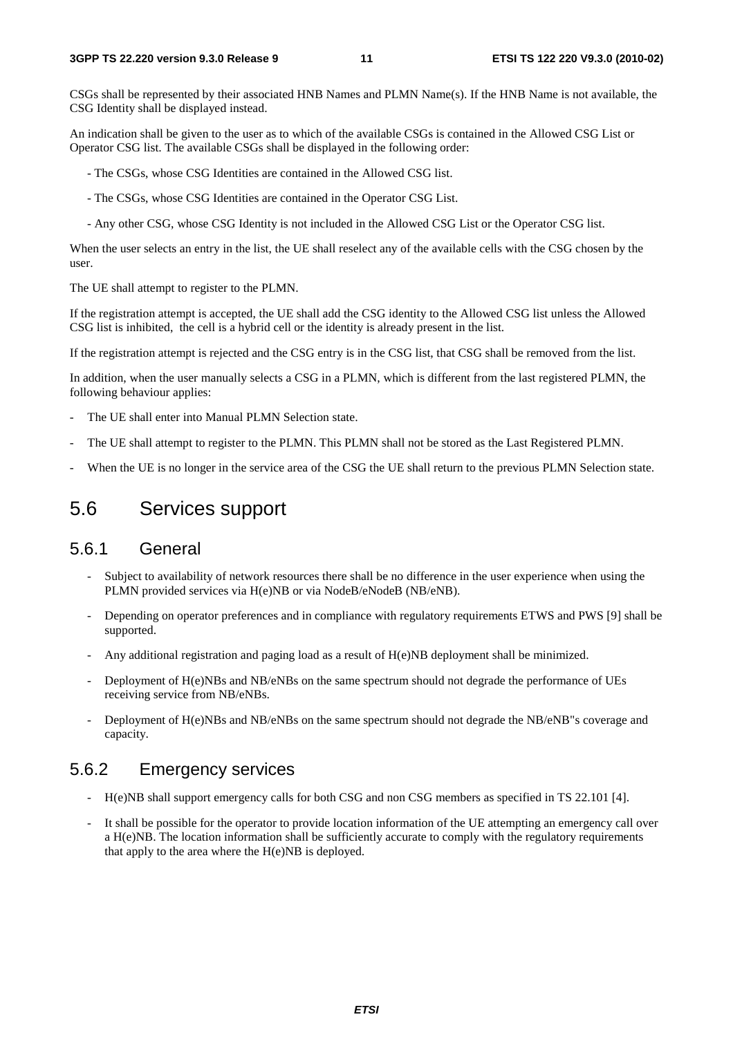CSGs shall be represented by their associated HNB Names and PLMN Name(s). If the HNB Name is not available, the CSG Identity shall be displayed instead.

An indication shall be given to the user as to which of the available CSGs is contained in the Allowed CSG List or Operator CSG list. The available CSGs shall be displayed in the following order:

- The CSGs, whose CSG Identities are contained in the Allowed CSG list.
- The CSGs, whose CSG Identities are contained in the Operator CSG List.
- Any other CSG, whose CSG Identity is not included in the Allowed CSG List or the Operator CSG list.

When the user selects an entry in the list, the UE shall reselect any of the available cells with the CSG chosen by the user.

The UE shall attempt to register to the PLMN.

If the registration attempt is accepted, the UE shall add the CSG identity to the Allowed CSG list unless the Allowed CSG list is inhibited, the cell is a hybrid cell or the identity is already present in the list.

If the registration attempt is rejected and the CSG entry is in the CSG list, that CSG shall be removed from the list.

In addition, when the user manually selects a CSG in a PLMN, which is different from the last registered PLMN, the following behaviour applies:

- The UE shall enter into Manual PLMN Selection state.
- The UE shall attempt to register to the PLMN. This PLMN shall not be stored as the Last Registered PLMN.
- When the UE is no longer in the service area of the CSG the UE shall return to the previous PLMN Selection state.

## 5.6 Services support

### 5.6.1 General

- Subject to availability of network resources there shall be no difference in the user experience when using the PLMN provided services via H(e)NB or via NodeB/eNodeB (NB/eNB).
- Depending on operator preferences and in compliance with regulatory requirements ETWS and PWS [9] shall be supported.
- Any additional registration and paging load as a result of H(e)NB deployment shall be minimized.
- Deployment of H(e)NBs and NB/eNBs on the same spectrum should not degrade the performance of UEs receiving service from NB/eNBs.
- Deployment of H(e)NBs and NB/eNBs on the same spectrum should not degrade the NB/eNB"s coverage and capacity.

### 5.6.2 Emergency services

- H(e)NB shall support emergency calls for both CSG and non CSG members as specified in TS 22.101 [4].
- It shall be possible for the operator to provide location information of the UE attempting an emergency call over a H(e)NB. The location information shall be sufficiently accurate to comply with the regulatory requirements that apply to the area where the H(e)NB is deployed.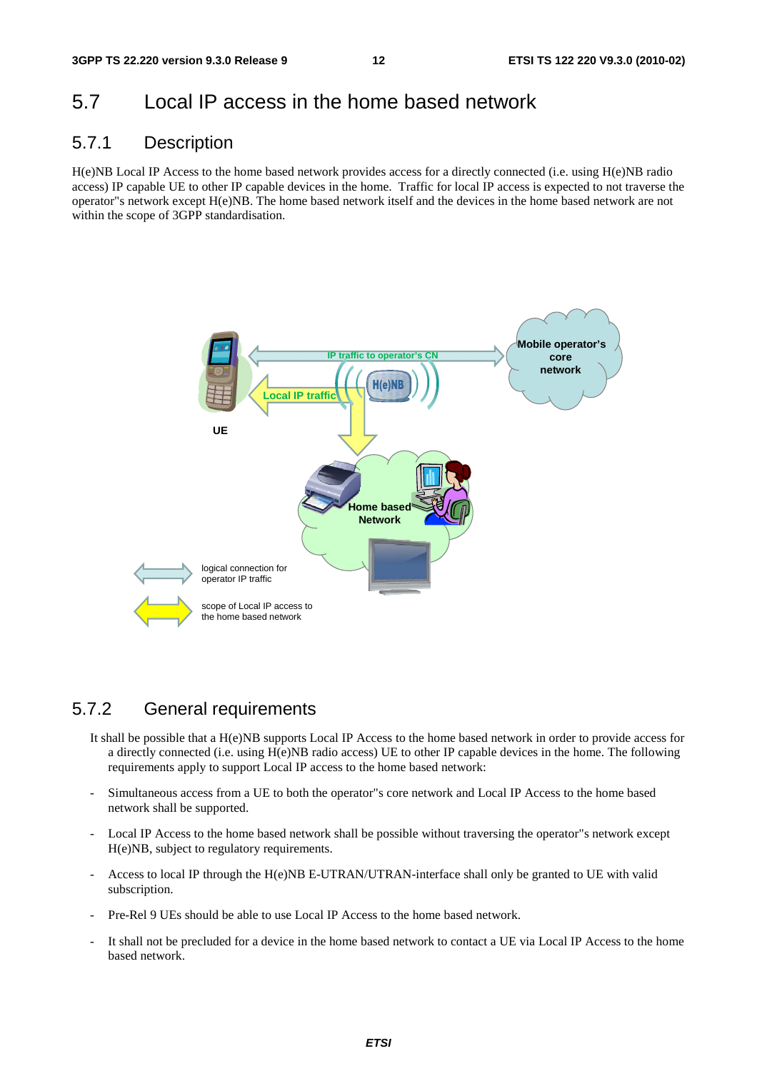## 5.7 Local IP access in the home based network

### 5.7.1 Description

H(e)NB Local IP Access to the home based network provides access for a directly connected (i.e. using H(e)NB radio access) IP capable UE to other IP capable devices in the home. Traffic for local IP access is expected to not traverse the operator''s network except H(e)NB. The home based network itself and the devices in the home based network are not within the scope of 3GPP standardisation.

### 5.7.2 General requirements

It shall be possible that a H(e)NB supports Local IP Access to the home based network in order to provide access for a directly connected (i.e. using H(e)NB radio access) UE to other IP capable devices in the home. The following requirements apply to support Local IP access to the home based network:

- Simultaneous access from a UE to both the operator''s core network and Local IP Access to the home based network shall be supported.
- Local IP Access to the home based network shall be possible without traversing the operator''s network except H(e)NB, subject to regulatory requirements.
- Access to local IP through the H(e)NB E-UTRAN/UTRAN-interface shall only be granted to UE with valid subscription.
- Pre-Rel 9 UEs should be able to use Local IP Access to the home based network.
- It shall not be precluded for a device in the home based network to contact a UE via Local IP Access to the home based network.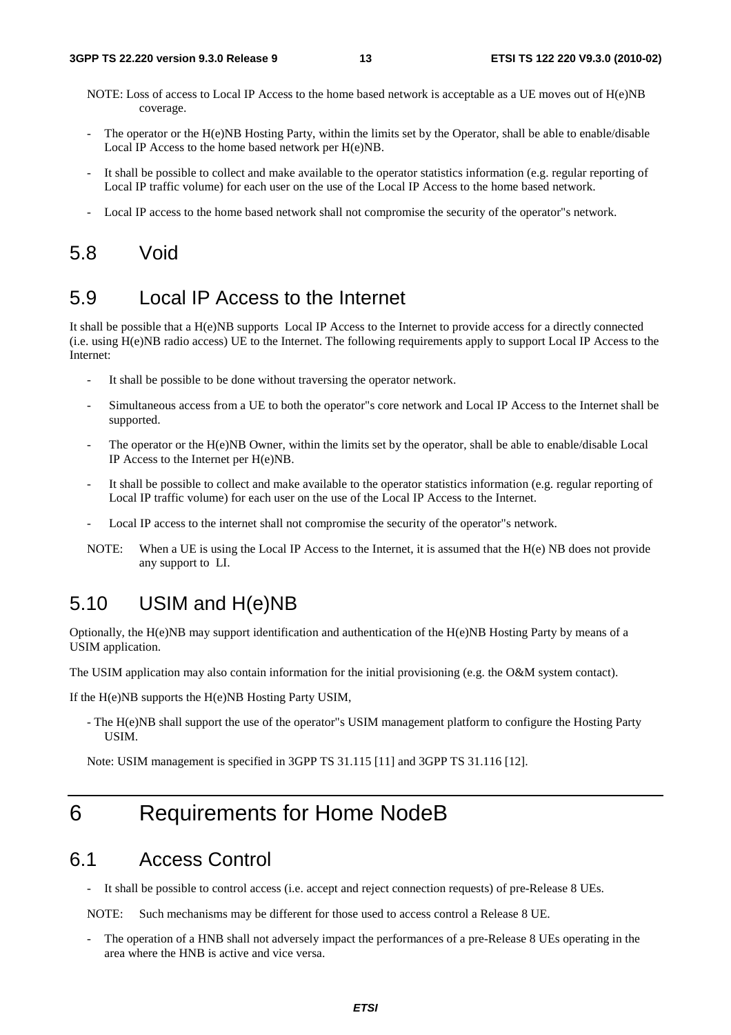NOTE: Loss of access to Local IP Access to the home based network is acceptable as a UE moves out of H(e)NB coverage.

- The operator or the H(e)NB Hosting Party, within the limits set by the Operator, shall be able to enable/disable Local IP Access to the home based network per H(e)NB.
- It shall be possible to collect and make available to the operator statistics information (e.g. regular reporting of Local IP traffic volume) for each user on the use of the Local IP Access to the home based network.
- Local IP access to the home based network shall not compromise the security of the operator"s network.

## 5.8 Void

## 5.9 Local IP Access to the Internet

It shall be possible that a H(e)NB supports Local IP Access to the Internet to provide access for a directly connected (i.e. using H(e)NB radio access) UE to the Internet. The following requirements apply to support Local IP Access to the Internet:

- It shall be possible to be done without traversing the operator network.
- Simultaneous access from a UE to both the operator"s core network and Local IP Access to the Internet shall be supported.
- The operator or the H(e)NB Owner, within the limits set by the operator, shall be able to enable/disable Local IP Access to the Internet per H(e)NB.
- It shall be possible to collect and make available to the operator statistics information (e.g. regular reporting of Local IP traffic volume) for each user on the use of the Local IP Access to the Internet.
- Local IP access to the internet shall not compromise the security of the operator"s network.

NOTE: When a UE is using the Local IP Access to the Internet, it is assumed that the H(e) NB does not provide any support to LI.

## 5.10 USIM and H(e)NB

Optionally, the H(e)NB may support identification and authentication of the H(e)NB Hosting Party by means of a USIM application.

The USIM application may also contain information for the initial provisioning (e.g. the O&M system contact).

If the H(e)NB supports the H(e)NB Hosting Party USIM,

- The H(e)NB shall support the use of the operator"s USIM management platform to configure the Hosting Party USIM.

Note: USIM management is specified in 3GPP TS 31.115 [11] and 3GPP TS 31.116 [12].

# 6 Requirements for Home NodeB

## 6.1 Access Control

- It shall be possible to control access (i.e. accept and reject connection requests) of pre-Release 8 UEs.

NOTE: Such mechanisms may be different for those used to access control a Release 8 UE.

- The operation of a HNB shall not adversely impact the performances of a pre-Release 8 UEs operating in the area where the HNB is active and vice versa.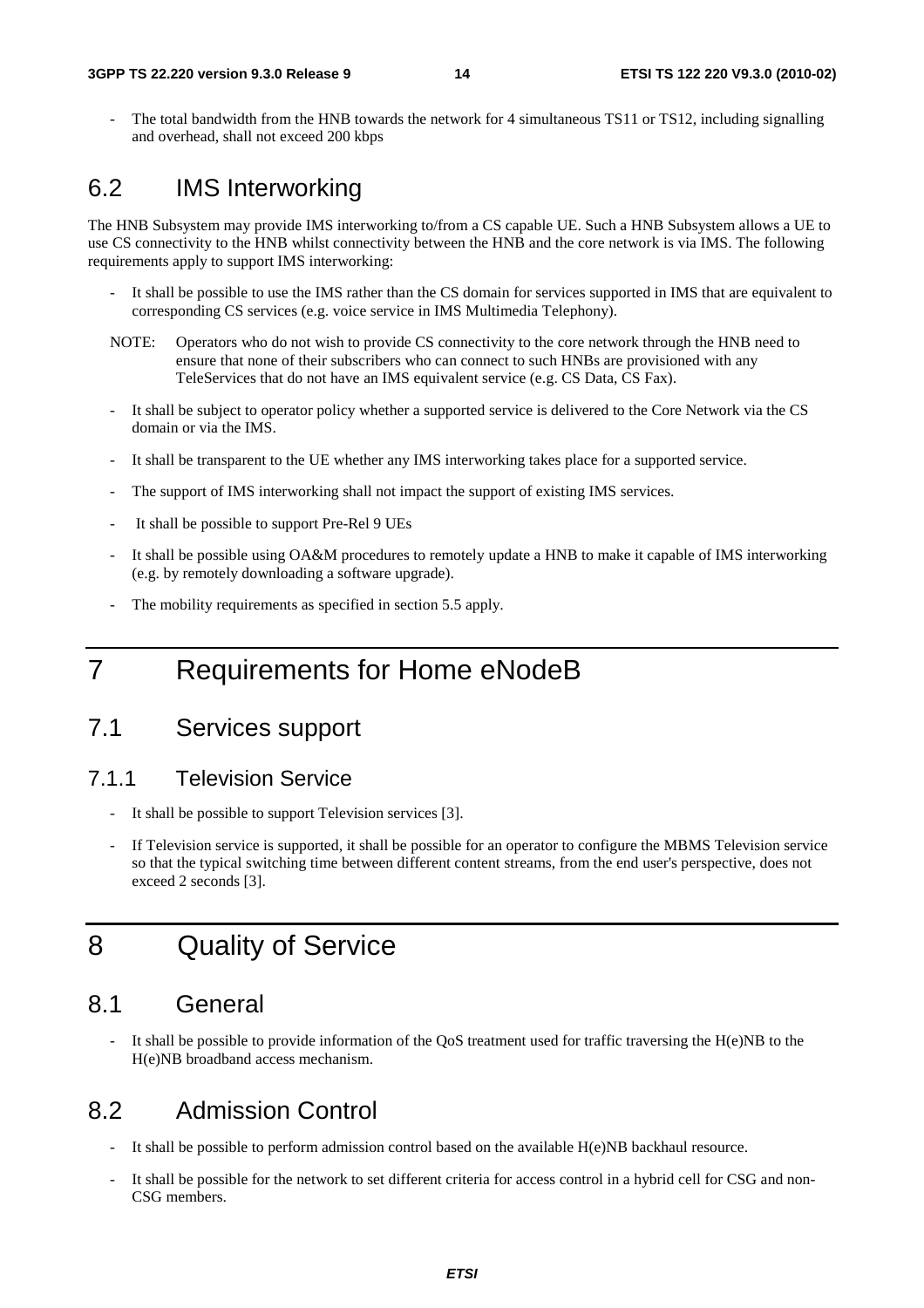- The total bandwidth from the HNB towards the network for 4 simultaneous TS11 or TS12, including signalling and overhead, shall not exceed 200 kbps

## 6.2 IMS Interworking

The HNB Subsystem may provide IMS interworking to/from a CS capable UE. Such a HNB Subsystem allows a UE to use CS connectivity to the HNB whilst connectivity between the HNB and the core network is via IMS. The following requirements apply to support IMS interworking:

- It shall be possible to use the IMS rather than the CS domain for services supported in IMS that are equivalent to corresponding CS services (e.g. voice service in IMS Multimedia Telephony).

NOTE: Operators who do not wish to provide CS connectivity to the core network through the HNB need to ensure that none of their subscribers who can connect to such HNBs are provisioned with any TeleServices that do not have an IMS equivalent service (e.g. CS Data, CS Fax).

- It shall be subject to operator policy whether a supported service is delivered to the Core Network via the CS domain or via the IMS.
- It shall be transparent to the UE whether any IMS interworking takes place for a supported service.
- The support of IMS interworking shall not impact the support of existing IMS services.
- It shall be possible to support Pre-Rel 9 UEs
- It shall be possible using OA&M procedures to remotely update a HNB to make it capable of IMS interworking (e.g. by remotely downloading a software upgrade).
- The mobility requirements as specified in section 5.5 apply.

# 7 Requirements for Home eNodeB

## 7.1 Services support

### 7.1.1 Television Service

- It shall be possible to support Television services [3].
- If Television service is supported, it shall be possible for an operator to configure the MBMS Television service so that the typical switching time between different content streams, from the end user's perspective, does not exceed 2 seconds [3].

# 8 Quality of Service

## 8.1 General

- It shall be possible to provide information of the QoS treatment used for traffic traversing the H(e)NB to the H(e)NB broadband access mechanism.

## 8.2 Admission Control

- It shall be possible to perform admission control based on the available H(e)NB backhaul resource.
- It shall be possible for the network to set different criteria for access control in a hybrid cell for CSG and non-CSG members.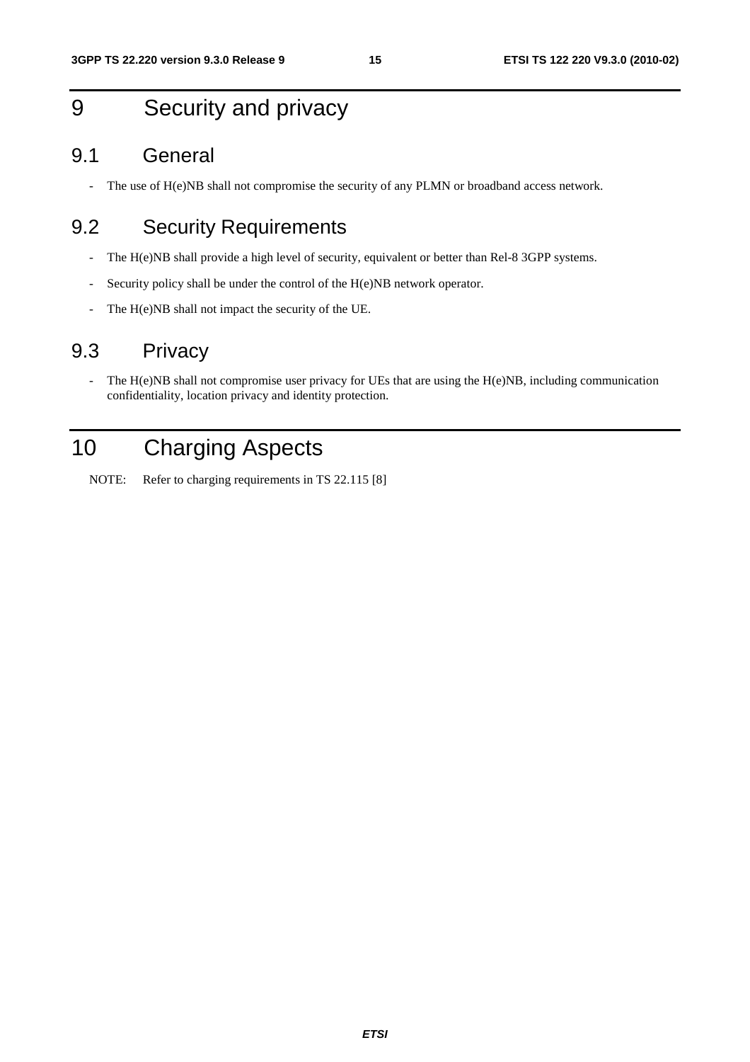# 9 Security and privacy

## 9.1 General

- The use of H(e)NB shall not compromise the security of any PLMN or broadband access network.

## 9.2 Security Requirements

- The H(e)NB shall provide a high level of security, equivalent or better than Rel-8 3GPP systems.
- Security policy shall be under the control of the H(e)NB network operator.
- The H(e)NB shall not impact the security of the UE.

## 9.3 Privacy

- The H(e)NB shall not compromise user privacy for UEs that are using the H(e)NB, including communication confidentiality, location privacy and identity protection.

# 10 Charging Aspects

NOTE: Refer to charging requirements in TS 22.115 [8]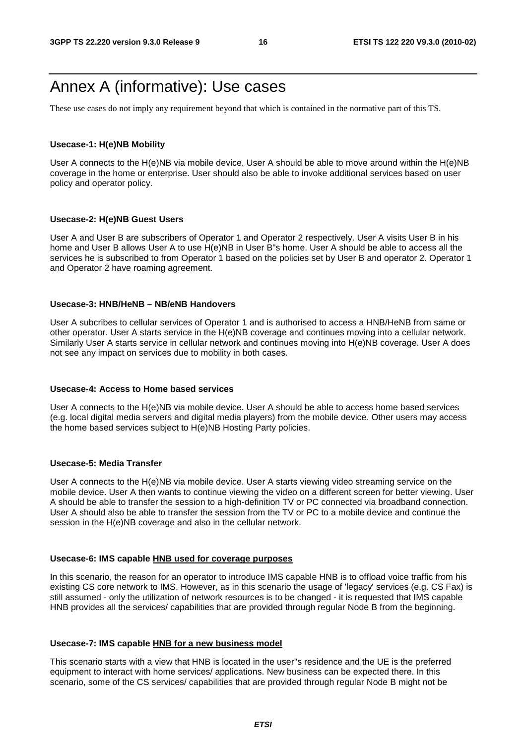# Annex A (informative): Use cases

These use cases do not imply any requirement beyond that which is contained in the normative part of this TS.

**Usecase-1: H(e)NB Mobility**

User A connects to the H(e)NB via mobile device. User A should be able to move around within the H(e)NB coverage in the home or enterprise. User should also be able to invoke additional services based on user policy and operator policy.

**Usecase-2: H(e)NB Guest Users**

User A and User B are subscribers of Operator 1 and Operator 2 respectively. User A visits User B in his home and User B allows User A to use H(e)NB in User B"s home. User A should be able to access all the services he is subscribed to from Operator 1 based on the policies set by User B and operator 2. Operator 1 and Operator 2 have roaming agreement.

**Usecase-3: HNB/HeNB – NB/eNB Handovers**

User A subcribes to cellular services of Operator 1 and is authorised to access a HNB/HeNB from same or other operator. User A starts service in the H(e)NB coverage and continues moving into a cellular network. Similarly User A starts service in cellular network and continues moving into H(e)NB coverage. User A does not see any impact on services due to mobility in both cases.

**Usecase-4: Access to Home based services**

User A connects to the H(e)NB via mobile device. User A should be able to access home based services (e.g. local digital media servers and digital media players) from the mobile device. Other users may access the home based services subject to H(e)NB Hosting Party policies.

**Usecase-5: Media Transfer**

User A connects to the H(e)NB via mobile device. User A starts viewing video streaming service on the mobile device. User A then wants to continue viewing the video on a different screen for better viewing. User A should be able to transfer the session to a high-definition TV or PC connected via broadband connection. User A should also be able to transfer the session from the TV or PC to a mobile device and continue the session in the H(e)NB coverage and also in the cellular network.

**Usecase-6: IMS capable <u>HNB used for coverage purposes</u>**

In this scenario, the reason for an operator to introduce IMS capable HNB is to offload voice traffic from his existing CS core network to IMS. However, as in this scenario the usage of 'legacy' services (e.g. CS Fax) is still assumed - only the utilization of network resources is to be changed - it is requested that IMS capable HNB provides all the services/ capabilities that are provided through regular Node B from the beginning.

**Usecase-7: IMS capable <u>HNB for a new business model</u>**

This scenario starts with a view that HNB is located in the user"s residence and the UE is the preferred equipment to interact with home services/ applications. New business can be expected there. In this scenario, some of the CS services/ capabilities that are provided through regular Node B might not be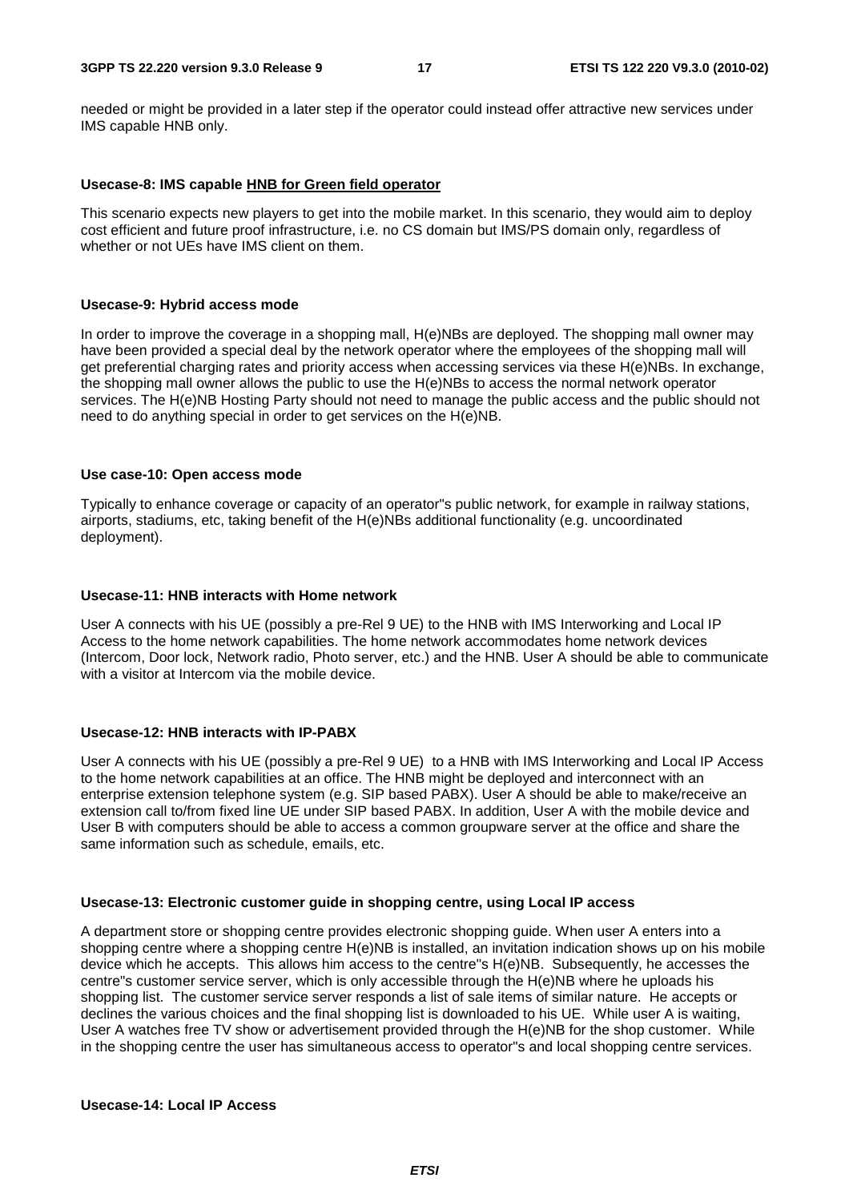needed or might be provided in a later step if the operator could instead offer attractive new services under IMS capable HNB only.

**Usecase-8: IMS capable HNB for Green field operator**

This scenario expects new players to get into the mobile market. In this scenario, they would aim to deploy cost efficient and future proof infrastructure, i.e. no CS domain but IMS/PS domain only, regardless of whether or not UEs have IMS client on them.

**Usecase-9: Hybrid access mode**

In order to improve the coverage in a shopping mall, H(e)NBs are deployed. The shopping mall owner may have been provided a special deal by the network operator where the employees of the shopping mall will get preferential charging rates and priority access when accessing services via these H(e)NBs. In exchange, the shopping mall owner allows the public to use the H(e)NBs to access the normal network operator services. The H(e)NB Hosting Party should not need to manage the public access and the public should not need to do anything special in order to get services on the H(e)NB.

**Use case-10: Open access mode**

Typically to enhance coverage or capacity of an operator''s public network, for example in railway stations, airports, stadiums, etc, taking benefit of the H(e)NBs additional functionality (e.g. uncoordinated deployment).

**Usecase-11: HNB interacts with Home network**

User A connects with his UE (possibly a pre-Rel 9 UE) to the HNB with IMS Interworking and Local IP Access to the home network capabilities. The home network accommodates home network devices (Intercom, Door lock, Network radio, Photo server, etc.) and the HNB. User A should be able to communicate with a visitor at Intercom via the mobile device.

**Usecase-12: HNB interacts with IP-PABX**

User A connects with his UE (possibly a pre-Rel 9 UE) to a HNB with IMS Interworking and Local IP Access to the home network capabilities at an office. The HNB might be deployed and interconnect with an enterprise extension telephone system (e.g. SIP based PABX). User A should be able to make/receive an extension call to/from fixed line UE under SIP based PABX. In addition, User A with the mobile device and User B with computers should be able to access a common groupware server at the office and share the same information such as schedule, emails, etc.

**Usecase-13: Electronic customer guide in shopping centre, using Local IP access**

A department store or shopping centre provides electronic shopping guide. When user A enters into a shopping centre where a shopping centre H(e)NB is installed, an invitation indication shows up on his mobile device which he accepts. This allows him access to the centre''s H(e)NB. Subsequently, he accesses the centre''s customer service server, which is only accessible through the H(e)NB where he uploads his shopping list. The customer service server responds a list of sale items of similar nature. He accepts or declines the various choices and the final shopping list is downloaded to his UE. While user A is waiting, User A watches free TV show or advertisement provided through the H(e)NB for the shop customer. While in the shopping centre the user has simultaneous access to operator''s and local shopping centre services.

**Usecase-14: Local IP Access**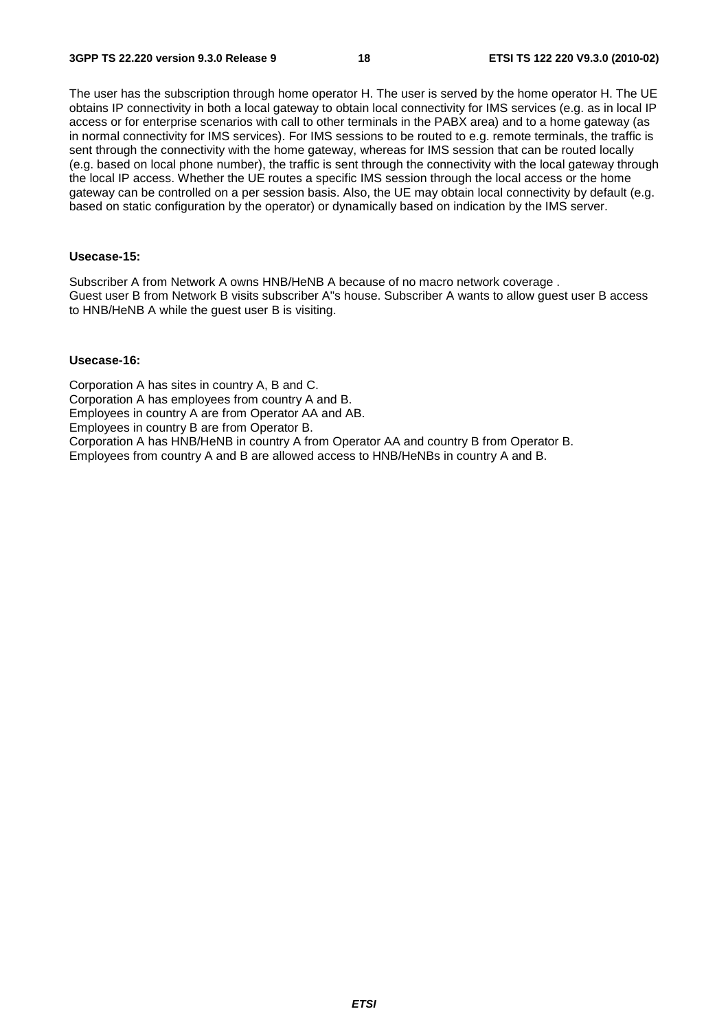The user has the subscription through home operator H. The user is served by the home operator H. The UE obtains IP connectivity in both a local gateway to obtain local connectivity for IMS services (e.g. as in local IP access or for enterprise scenarios with call to other terminals in the PABX area) and to a home gateway (as in normal connectivity for IMS services). For IMS sessions to be routed to e.g. remote terminals, the traffic is sent through the connectivity with the home gateway, whereas for IMS session that can be routed locally (e.g. based on local phone number), the traffic is sent through the connectivity with the local gateway through the local IP access. Whether the UE routes a specific IMS session through the local access or the home gateway can be controlled on a per session basis. Also, the UE may obtain local connectivity by default (e.g. based on static configuration by the operator) or dynamically based on indication by the IMS server.

**Usecase-15:**

Subscriber A from Network A owns HNB/HeNB A because of no macro network coverage .
Guest user B from Network B visits subscriber A"s house. Subscriber A wants to allow guest user B access to HNB/HeNB A while the guest user B is visiting.

**Usecase-16:**

Corporation A has sites in country A, B and C.
Corporation A has employees from country A and B.
Employees in country A are from Operator AA and AB.
Employees in country B are from Operator B.
Corporation A has HNB/HeNB in country A from Operator AA and country B from Operator B.
Employees from country A and B are allowed access to HNB/HeNBs in country A and B.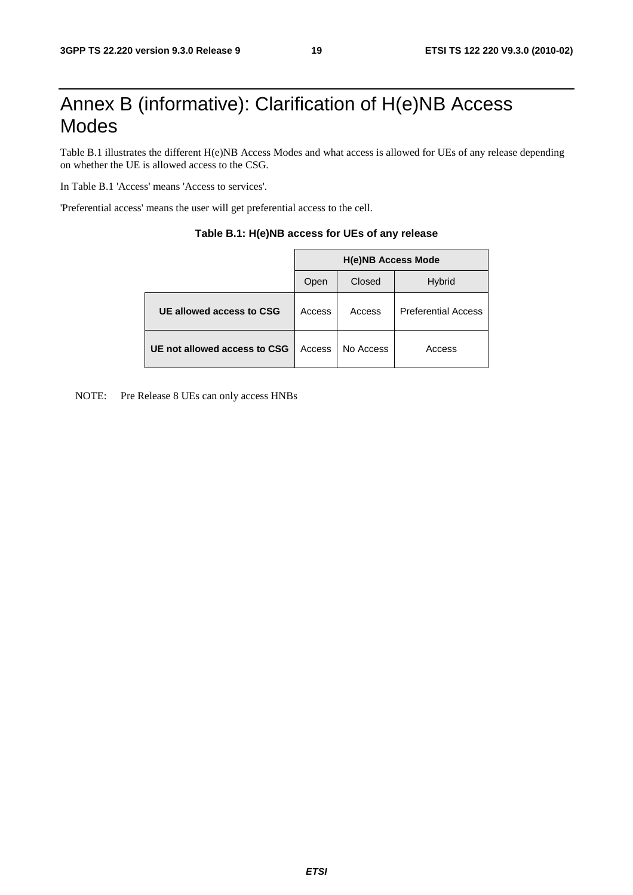# Annex B (informative): Clarification of H(e)NB Access Modes

Table B.1 illustrates the different H(e)NB Access Modes and what access is allowed for UEs of any release depending on whether the UE is allowed access to the CSG.

In Table B.1 'Access' means 'Access to services'.

'Preferential access' means the user will get preferential access to the cell.

**Table B.1: H(e)NB access for UEs of any release**

| | H(e)NB Access Mode | | |
|---|---|---|---|
| | Open | Closed | Hybrid |
| **UE allowed access to CSG** | Access | Access | Preferential Access |
| **UE not allowed access to CSG** | Access | No Access | Access |

NOTE: Pre Release 8 UEs can only access HNBs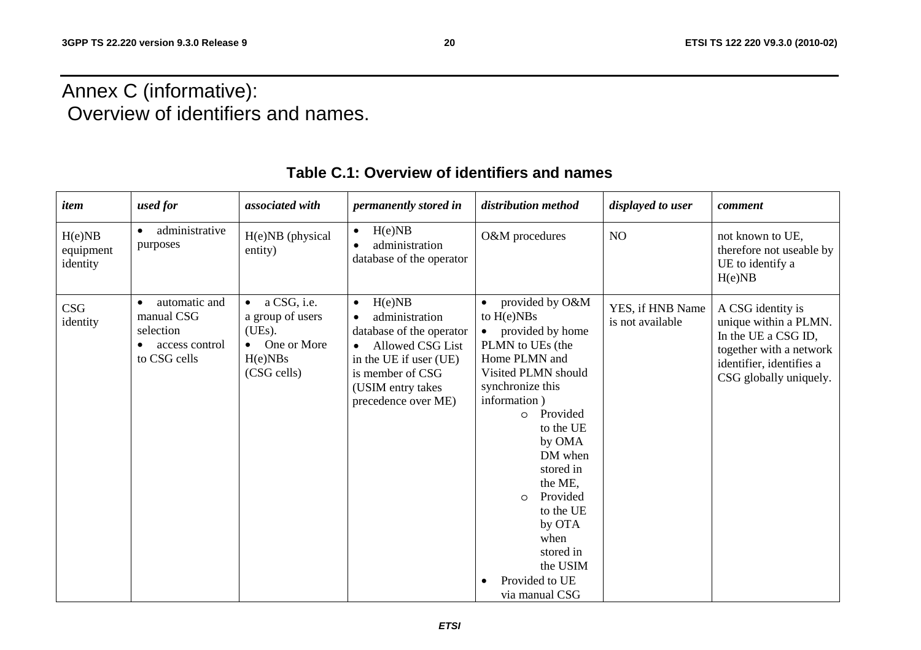# Annex C (informative): Overview of identifiers and names.

**Table C.1: Overview of identifiers and names**

| *item* | *used for* | *associated with* | *permanently stored in* | *distribution method* | *displayed to user* | *comment* |
|---|---|---|---|---|---|---|
| H(e)NB equipment identity | • administrative purposes | H(e)NB (physical entity) | • H(e)NB<br>• administration database of the operator | O&M procedures | NO | not known to UE, therefore not useable by UE to identify a H(e)NB |
| CSG identity | • automatic and manual CSG selection<br>• access control to CSG cells | • a CSG, i.e. a group of users (UEs).<br>• One or More H(e)NBs (CSG cells) | • H(e)NB<br>• administration database of the operator<br>• Allowed CSG List in the UE if user (UE) is member of CSG (USIM entry takes precedence over ME) | • provided by O&M to H(e)NBs<br>• provided by home PLMN to UEs (the Home PLMN and Visited PLMN should synchronize this information )<br>  o Provided to the UE by OMA DM when stored in the ME,<br>  o Provided to the UE by OTA when stored in the USIM<br>• Provided to UE via manual CSG | YES, if HNB Name is not available | A CSG identity is unique within a PLMN. In the UE a CSG ID, together with a network identifier, identifies a CSG globally uniquely. |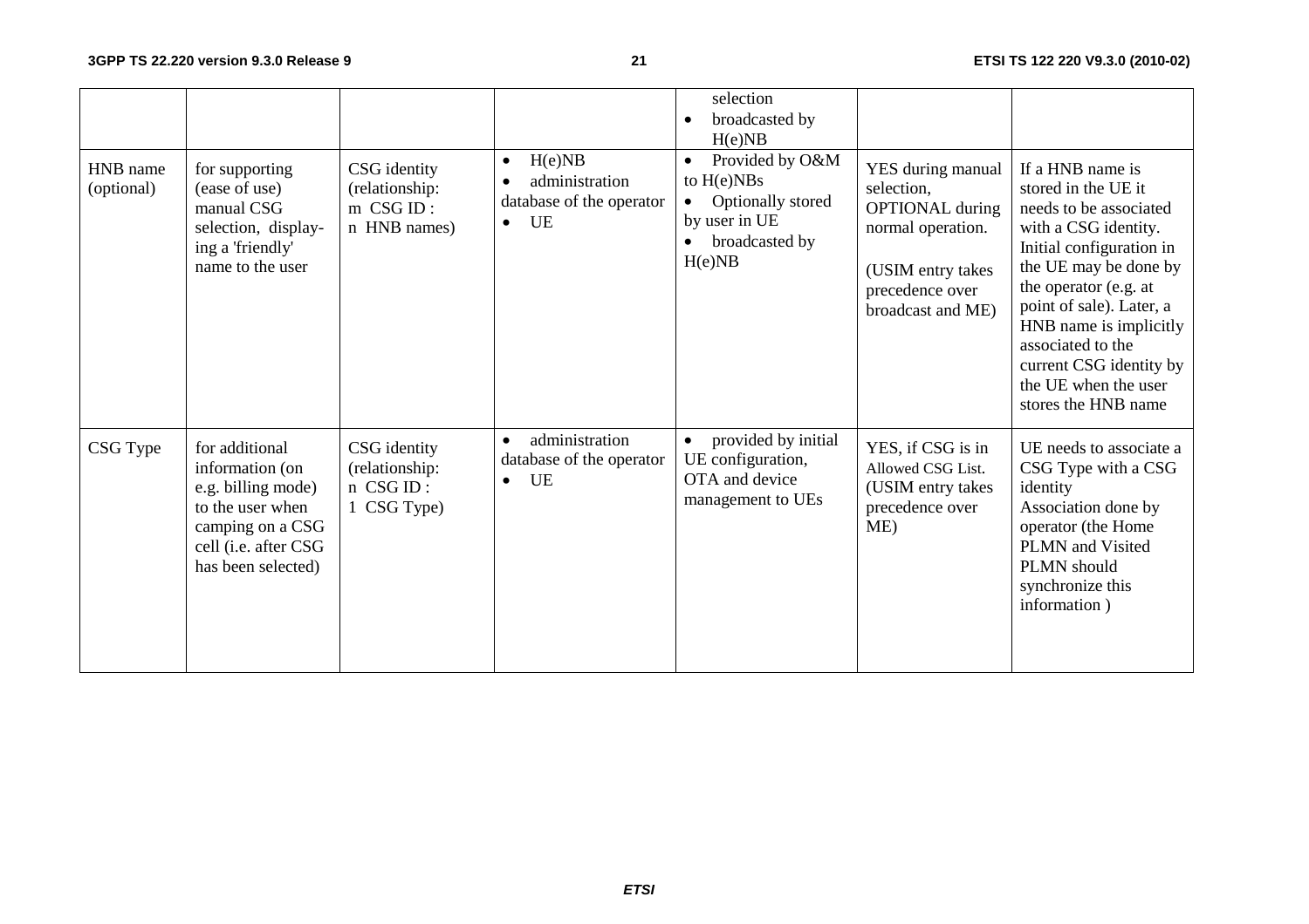| | | | | • selection<br>• broadcasted by H(e)NB | | |
|---|---|---|---|---|---|---|
| HNB name (optional) | for supporting (ease of use) manual CSG selection, display-ing a 'friendly' name to the user | CSG identity (relationship: m CSG ID : n HNB names) | • H(e)NB<br>• administration database of the operator<br>• UE | • Provided by O&M to H(e)NBs<br>• Optionally stored by user in UE<br>• broadcasted by H(e)NB | YES during manual selection, OPTIONAL during normal operation.<br><br>(USIM entry takes precedence over broadcast and ME) | If a HNB name is stored in the UE it needs to be associated with a CSG identity. Initial configuration in the UE may be done by the operator (e.g. at point of sale). Later, a HNB name is implicitly associated to the current CSG identity by the UE when the user stores the HNB name |
| CSG Type | for additional information (on e.g. billing mode) to the user when camping on a CSG cell (i.e. after CSG has been selected) | CSG identity (relationship: n CSG ID : 1 CSG Type) | • administration database of the operator<br>• UE | • provided by initial UE configuration, OTA and device management to UEs | YES, if CSG is in Allowed CSG List. (USIM entry takes precedence over ME) | UE needs to associate a CSG Type with a CSG identity<br>Association done by operator (the Home PLMN and Visited PLMN should synchronize this information ) |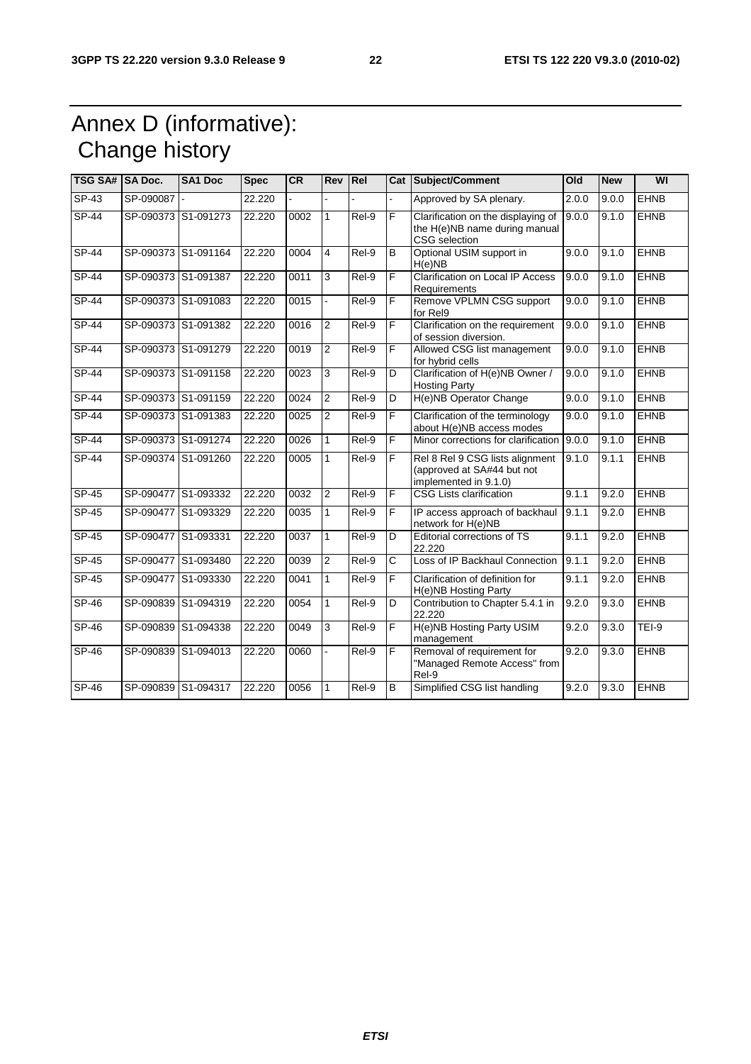# Annex D (informative): Change history

| TSG SA# | SA Doc. | SA1 Doc | Spec | CR | Rev | Rel | Cat | Subject/Comment | Old | New | WI |
|---|---|---|---|---|---|---|---|---|---|---|---|
| SP-43 | SP-090087 | - | 22.220 | - | - | - | - | Approved by SA plenary. | 2.0.0 | 9.0.0 | EHNB |
| SP-44 | SP-090373 | S1-091273 | 22.220 | 0002 | 1 | Rel-9 | F | Clarification on the displaying of the H(e)NB name during manual CSG selection | 9.0.0 | 9.1.0 | EHNB |
| SP-44 | SP-090373 | S1-091164 | 22.220 | 0004 | 4 | Rel-9 | B | Optional USIM support in H(e)NB | 9.0.0 | 9.1.0 | EHNB |
| SP-44 | SP-090373 | S1-091387 | 22.220 | 0011 | 3 | Rel-9 | F | Clarification on Local IP Access Requirements | 9.0.0 | 9.1.0 | EHNB |
| SP-44 | SP-090373 | S1-091083 | 22.220 | 0015 | - | Rel-9 | F | Remove VPLMN CSG support for Rel9 | 9.0.0 | 9.1.0 | EHNB |
| SP-44 | SP-090373 | S1-091382 | 22.220 | 0016 | 2 | Rel-9 | F | Clarification on the requirement of session diversion. | 9.0.0 | 9.1.0 | EHNB |
| SP-44 | SP-090373 | S1-091279 | 22.220 | 0019 | 2 | Rel-9 | F | Allowed CSG list management for hybrid cells | 9.0.0 | 9.1.0 | EHNB |
| SP-44 | SP-090373 | S1-091158 | 22.220 | 0023 | 3 | Rel-9 | D | Clarification of H(e)NB Owner / Hosting Party | 9.0.0 | 9.1.0 | EHNB |
| SP-44 | SP-090373 | S1-091159 | 22.220 | 0024 | 2 | Rel-9 | D | H(e)NB Operator Change | 9.0.0 | 9.1.0 | EHNB |
| SP-44 | SP-090373 | S1-091383 | 22.220 | 0025 | 2 | Rel-9 | F | Clarification of the terminology about H(e)NB access modes | 9.0.0 | 9.1.0 | EHNB |
| SP-44 | SP-090373 | S1-091274 | 22.220 | 0026 | 1 | Rel-9 | F | Minor corrections for clarification | 9.0.0 | 9.1.0 | EHNB |
| SP-44 | SP-090374 | S1-091260 | 22.220 | 0005 | 1 | Rel-9 | F | Rel 8 Rel 9 CSG lists alignment (approved at SA#44 but not implemented in 9.1.0) | 9.1.0 | 9.1.1 | EHNB |
| SP-45 | SP-090477 | S1-093332 | 22.220 | 0032 | 2 | Rel-9 | F | CSG Lists clarification | 9.1.1 | 9.2.0 | EHNB |
| SP-45 | SP-090477 | S1-093329 | 22.220 | 0035 | 1 | Rel-9 | F | IP access approach of backhaul network for H(e)NB | 9.1.1 | 9.2.0 | EHNB |
| SP-45 | SP-090477 | S1-093331 | 22.220 | 0037 | 1 | Rel-9 | D | Editorial corrections of TS 22.220 | 9.1.1 | 9.2.0 | EHNB |
| SP-45 | SP-090477 | S1-093480 | 22.220 | 0039 | 2 | Rel-9 | C | Loss of IP Backhaul Connection | 9.1.1 | 9.2.0 | EHNB |
| SP-45 | SP-090477 | S1-093330 | 22.220 | 0041 | 1 | Rel-9 | F | Clarification of definition for H(e)NB Hosting Party | 9.1.1 | 9.2.0 | EHNB |
| SP-46 | SP-090839 | S1-094319 | 22.220 | 0054 | 1 | Rel-9 | D | Contribution to Chapter 5.4.1 in 22.220 | 9.2.0 | 9.3.0 | EHNB |
| SP-46 | SP-090839 | S1-094338 | 22.220 | 0049 | 3 | Rel-9 | F | H(e)NB Hosting Party USIM management | 9.2.0 | 9.3.0 | TEI-9 |
| SP-46 | SP-090839 | S1-094013 | 22.220 | 0060 | - | Rel-9 | F | Removal of requirement for "Managed Remote Access" from Rel-9 | 9.2.0 | 9.3.0 | EHNB |
| SP-46 | SP-090839 | S1-094317 | 22.220 | 0056 | 1 | Rel-9 | B | Simplified CSG list handling | 9.2.0 | 9.3.0 | EHNB |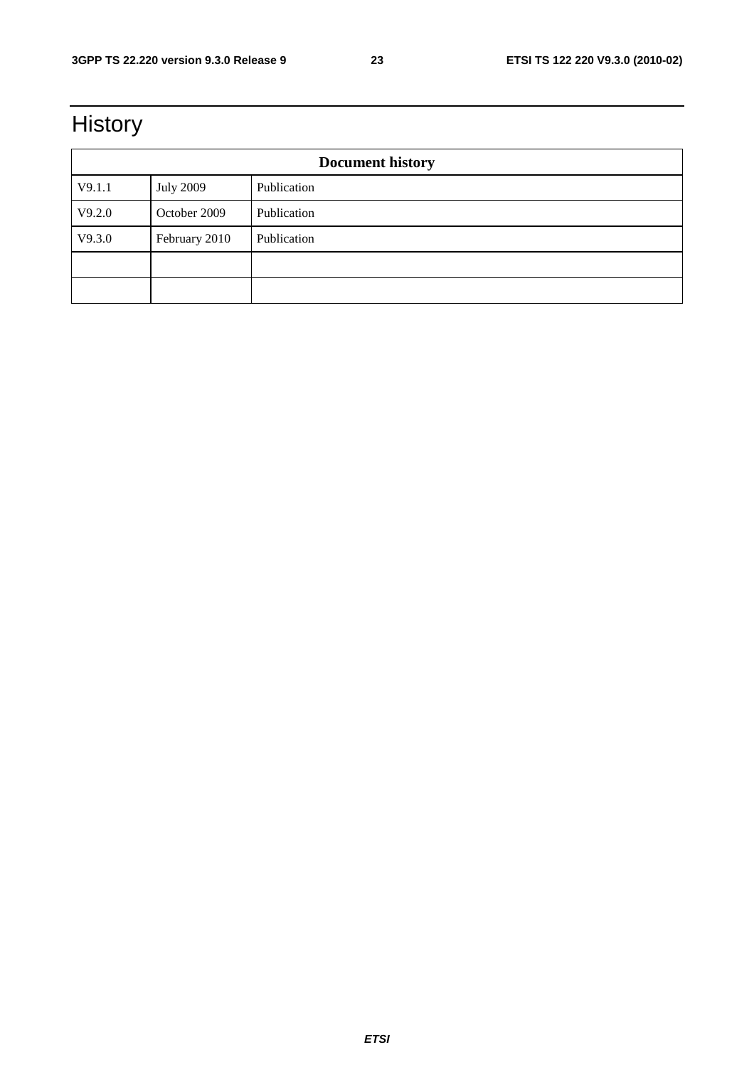# History

| Document history | | |
|---|---|---|
| V9.1.1 | July 2009 | Publication |
| V9.2.0 | October 2009 | Publication |
| V9.3.0 | February 2010 | Publication |
| | | |
| | | |